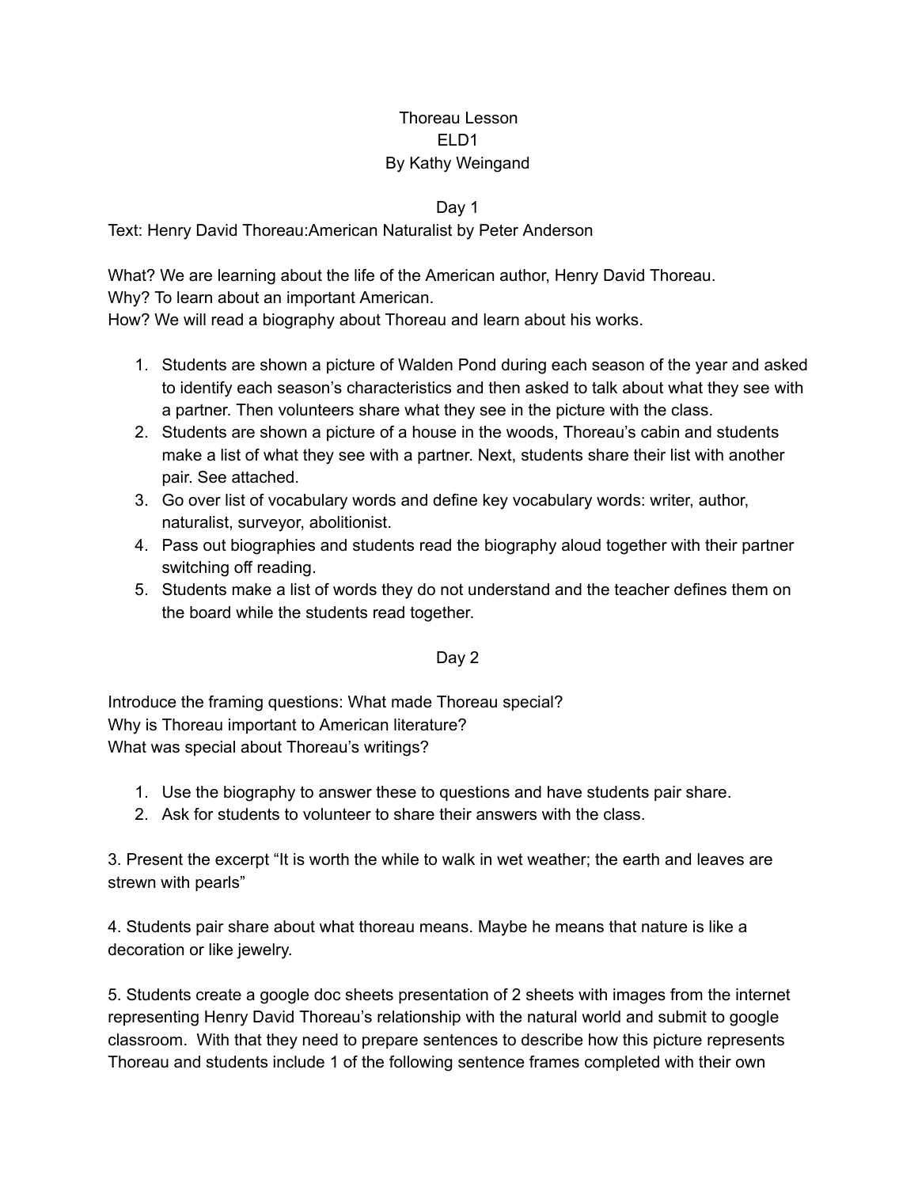# Thoreau Lesson
## ELD1
### By Kathy Weingand

### Day 1

Text: Henry David Thoreau:American Naturalist by Peter Anderson

What? We are learning about the life of the American author, Henry David Thoreau.
Why? To learn about an important American.
How? We will read a biography about Thoreau and learn about his works.

1. Students are shown a picture of Walden Pond during each season of the year and asked to identify each season's characteristics and then asked to talk about what they see with a partner. Then volunteers share what they see in the picture with the class.
2. Students are shown a picture of a house in the woods, Thoreau's cabin and students make a list of what they see with a partner. Next, students share their list with another pair. See attached.
3. Go over list of vocabulary words and define key vocabulary words: writer, author, naturalist, surveyor, abolitionist.
4. Pass out biographies and students read the biography aloud together with their partner switching off reading.
5. Students make a list of words they do not understand and the teacher defines them on the board while the students read together.

### Day 2

Introduce the framing questions: What made Thoreau special?
Why is Thoreau important to American literature?
What was special about Thoreau's writings?

1. Use the biography to answer these to questions and have students pair share.
2. Ask for students to volunteer to share their answers with the class.

3. Present the excerpt "It is worth the while to walk in wet weather; the earth and leaves are strewn with pearls"

4. Students pair share about what thoreau means. Maybe he means that nature is like a decoration or like jewelry.

5. Students create a google doc sheets presentation of 2 sheets with images from the internet representing Henry David Thoreau's relationship with the natural world and submit to google classroom. With that they need to prepare sentences to describe how this picture represents Thoreau and students include 1 of the following sentence frames completed with their own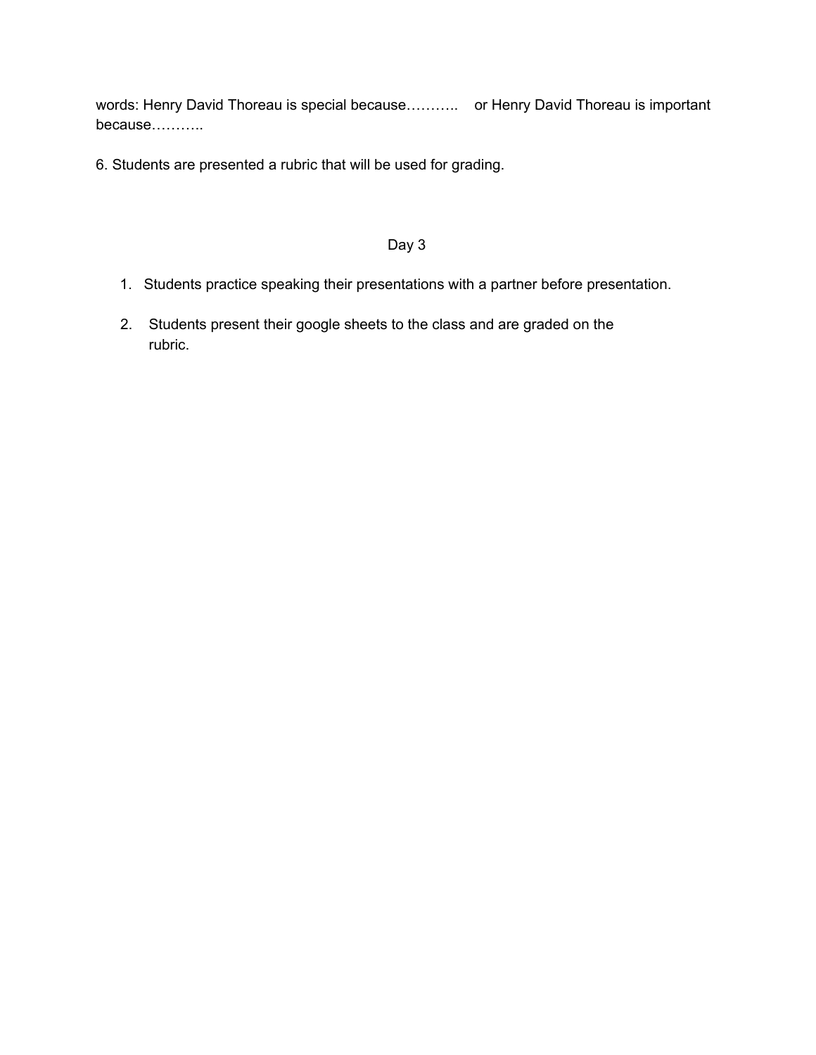words: Henry David Thoreau is special because……….. or Henry David Thoreau is important because………..

6. Students are presented a rubric that will be used for grading.

Day 3

1. Students practice speaking their presentations with a partner before presentation.

2. Students present their google sheets to the class and are graded on the rubric.